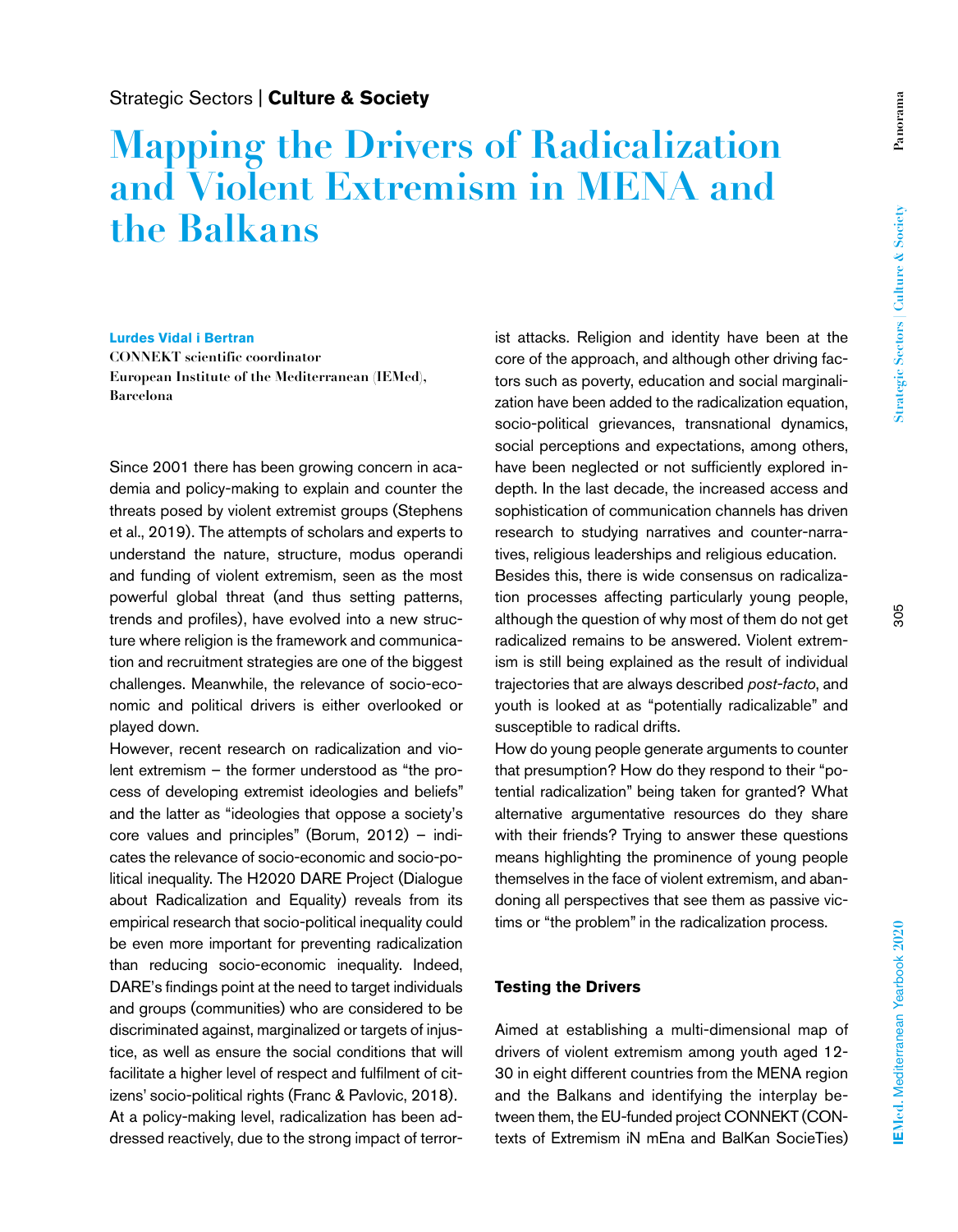Strategic Sectors | **Culture & Society**

# Mapping the Drivers of Radicalization and Violent Extremism in MENA and the Balkans

**Lurdes Vidal i Bertran**
**CONNEKT scientific coordinator**
**European Institute of the Mediterranean (IEMed), Barcelona**

Since 2001 there has been growing concern in academia and policy-making to explain and counter the threats posed by violent extremist groups (Stephens et al., 2019). The attempts of scholars and experts to understand the nature, structure, modus operandi and funding of violent extremism, seen as the most powerful global threat (and thus setting patterns, trends and profiles), have evolved into a new structure where religion is the framework and communication and recruitment strategies are one of the biggest challenges. Meanwhile, the relevance of socio-economic and political drivers is either overlooked or played down.

However, recent research on radicalization and violent extremism – the former understood as "the process of developing extremist ideologies and beliefs" and the latter as "ideologies that oppose a society's core values and principles" (Borum, 2012) – indicates the relevance of socio-economic and socio-political inequality. The H2020 DARE Project (Dialogue about Radicalization and Equality) reveals from its empirical research that socio-political inequality could be even more important for preventing radicalization than reducing socio-economic inequality. Indeed, DARE's findings point at the need to target individuals and groups (communities) who are considered to be discriminated against, marginalized or targets of injustice, as well as ensure the social conditions that will facilitate a higher level of respect and fulfilment of citizens' socio-political rights (Franc & Pavlovic, 2018).

At a policy-making level, radicalization has been addressed reactively, due to the strong impact of terrorist attacks. Religion and identity have been at the core of the approach, and although other driving factors such as poverty, education and social marginalization have been added to the radicalization equation, socio-political grievances, transnational dynamics, social perceptions and expectations, among others, have been neglected or not sufficiently explored in-depth. In the last decade, the increased access and sophistication of communication channels has driven research to studying narratives and counter-narratives, religious leaderships and religious education.

Besides this, there is wide consensus on radicalization processes affecting particularly young people, although the question of why most of them do not get radicalized remains to be answered. Violent extremism is still being explained as the result of individual trajectories that are always described *post-facto*, and youth is looked at as "potentially radicalizable" and susceptible to radical drifts.

How do young people generate arguments to counter that presumption? How do they respond to their "potential radicalization" being taken for granted? What alternative argumentative resources do they share with their friends? Trying to answer these questions means highlighting the prominence of young people themselves in the face of violent extremism, and abandoning all perspectives that see them as passive victims or "the problem" in the radicalization process.

### Testing the Drivers

Aimed at establishing a multi-dimensional map of drivers of violent extremism among youth aged 12-30 in eight different countries from the MENA region and the Balkans and identifying the interplay between them, the EU-funded project CONNEKT (CONtexts of Extremism iN mEna and BalKan SocieTies)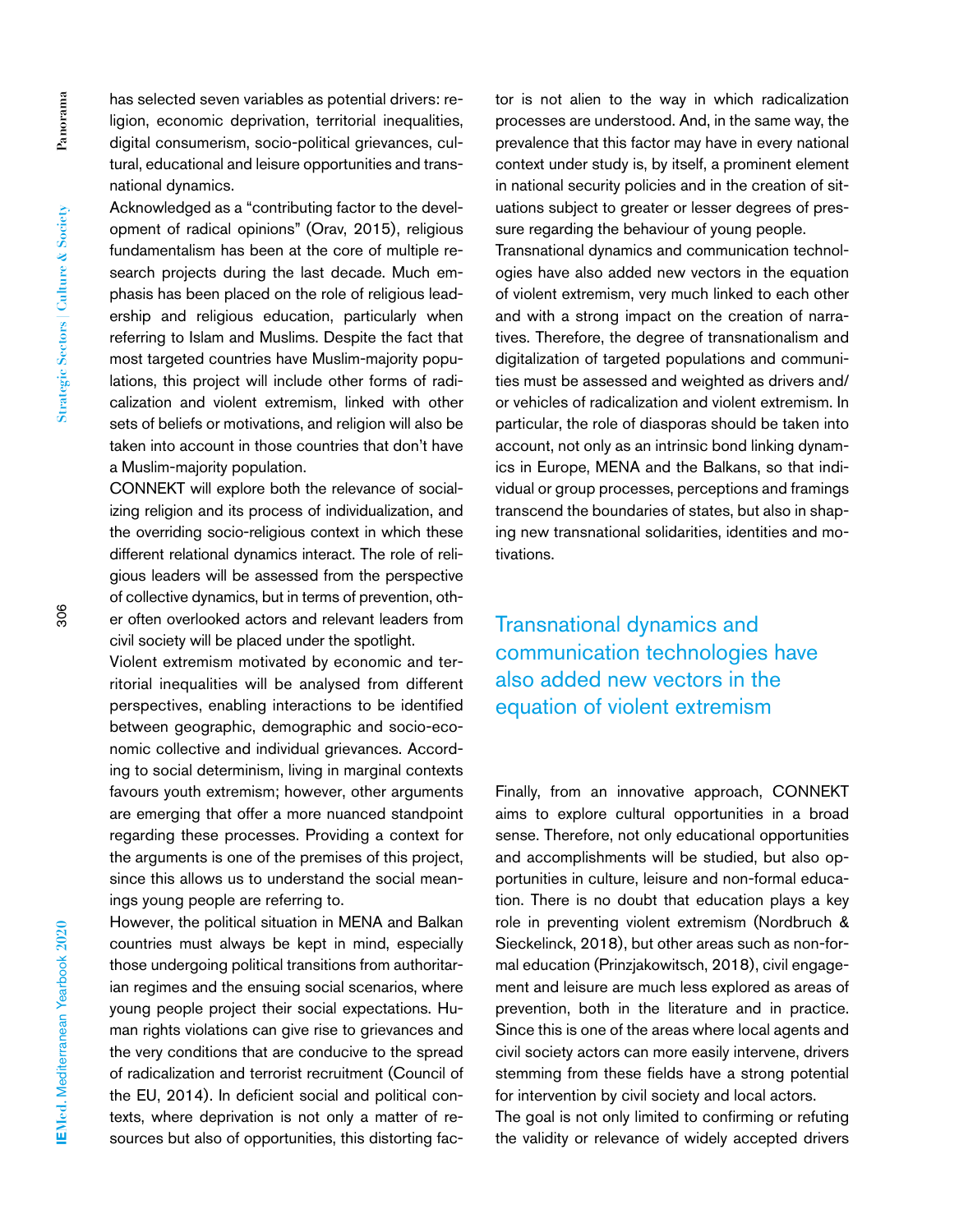has selected seven variables as potential drivers: religion, economic deprivation, territorial inequalities, digital consumerism, socio-political grievances, cultural, educational and leisure opportunities and transnational dynamics.

Acknowledged as a "contributing factor to the development of radical opinions" (Orav, 2015), religious fundamentalism has been at the core of multiple research projects during the last decade. Much emphasis has been placed on the role of religious leadership and religious education, particularly when referring to Islam and Muslims. Despite the fact that most targeted countries have Muslim-majority populations, this project will include other forms of radicalization and violent extremism, linked with other sets of beliefs or motivations, and religion will also be taken into account in those countries that don't have a Muslim-majority population.

CONNEKT will explore both the relevance of socializing religion and its process of individualization, and the overriding socio-religious context in which these different relational dynamics interact. The role of religious leaders will be assessed from the perspective of collective dynamics, but in terms of prevention, other often overlooked actors and relevant leaders from civil society will be placed under the spotlight.

Violent extremism motivated by economic and territorial inequalities will be analysed from different perspectives, enabling interactions to be identified between geographic, demographic and socio-economic collective and individual grievances. According to social determinism, living in marginal contexts favours youth extremism; however, other arguments are emerging that offer a more nuanced standpoint regarding these processes. Providing a context for the arguments is one of the premises of this project, since this allows us to understand the social meanings young people are referring to.

However, the political situation in MENA and Balkan countries must always be kept in mind, especially those undergoing political transitions from authoritarian regimes and the ensuing social scenarios, where young people project their social expectations. Human rights violations can give rise to grievances and the very conditions that are conducive to the spread of radicalization and terrorist recruitment (Council of the EU, 2014). In deficient social and political contexts, where deprivation is not only a matter of resources but also of opportunities, this distorting factor is not alien to the way in which radicalization processes are understood. And, in the same way, the prevalence that this factor may have in every national context under study is, by itself, a prominent element in national security policies and in the creation of situations subject to greater or lesser degrees of pressure regarding the behaviour of young people.

Transnational dynamics and communication technologies have also added new vectors in the equation of violent extremism, very much linked to each other and with a strong impact on the creation of narratives. Therefore, the degree of transnationalism and digitalization of targeted populations and communities must be assessed and weighted as drivers and/or vehicles of radicalization and violent extremism. In particular, the role of diasporas should be taken into account, not only as an intrinsic bond linking dynamics in Europe, MENA and the Balkans, so that individual or group processes, perceptions and framings transcend the boundaries of states, but also in shaping new transnational solidarities, identities and motivations.

> Transnational dynamics and communication technologies have also added new vectors in the equation of violent extremism

Finally, from an innovative approach, CONNEKT aims to explore cultural opportunities in a broad sense. Therefore, not only educational opportunities and accomplishments will be studied, but also opportunities in culture, leisure and non-formal education. There is no doubt that education plays a key role in preventing violent extremism (Nordbruch & Sieckelinck, 2018), but other areas such as non-formal education (Prinzjakowitsch, 2018), civil engagement and leisure are much less explored as areas of prevention, both in the literature and in practice. Since this is one of the areas where local agents and civil society actors can more easily intervene, drivers stemming from these fields have a strong potential for intervention by civil society and local actors.

The goal is not only limited to confirming or refuting the validity or relevance of widely accepted drivers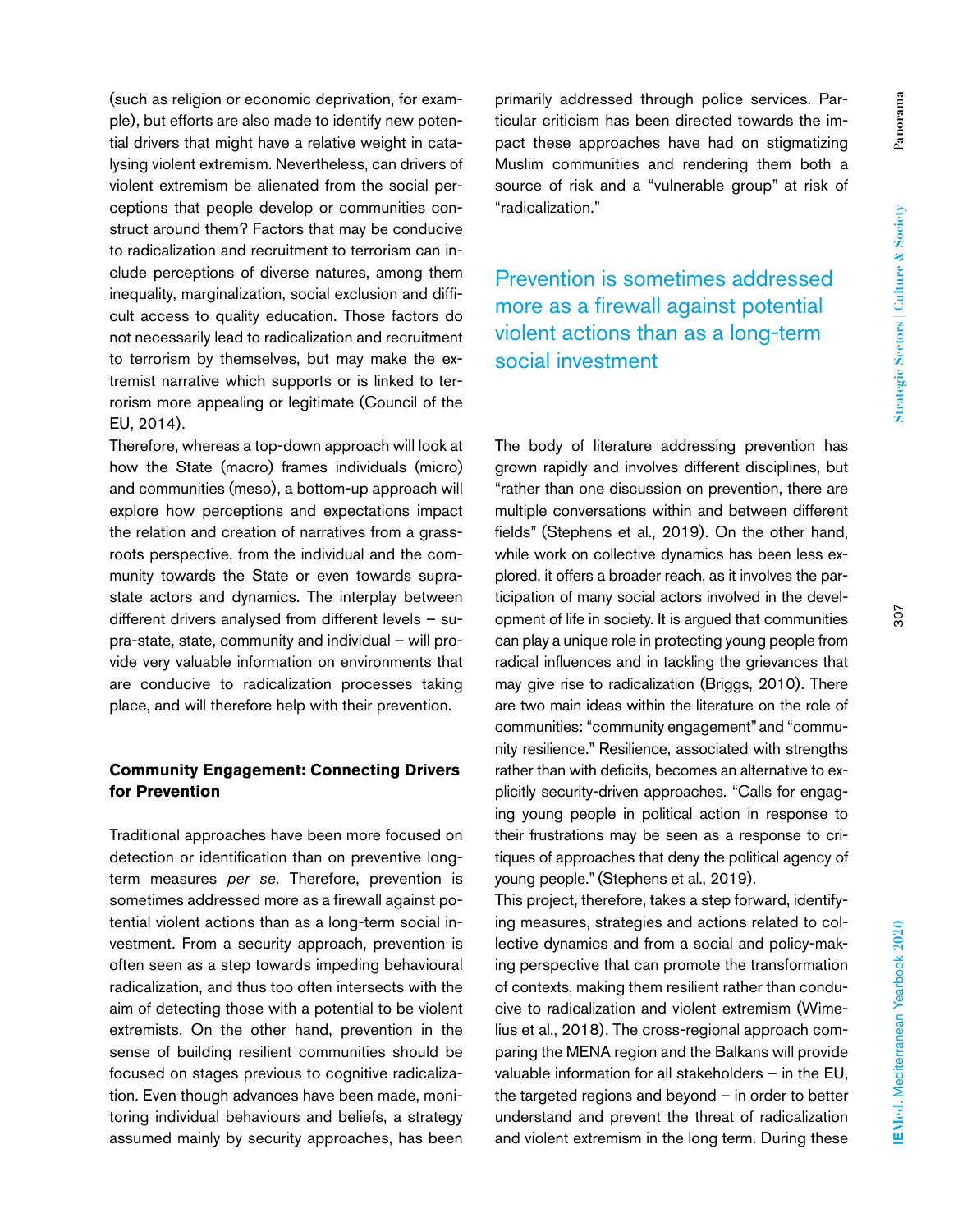(such as religion or economic deprivation, for example), but efforts are also made to identify new potential drivers that might have a relative weight in catalysing violent extremism. Nevertheless, can drivers of violent extremism be alienated from the social perceptions that people develop or communities construct around them? Factors that may be conducive to radicalization and recruitment to terrorism can include perceptions of diverse natures, among them inequality, marginalization, social exclusion and difficult access to quality education. Those factors do not necessarily lead to radicalization and recruitment to terrorism by themselves, but may make the extremist narrative which supports or is linked to terrorism more appealing or legitimate (Council of the EU, 2014).

Therefore, whereas a top-down approach will look at how the State (macro) frames individuals (micro) and communities (meso), a bottom-up approach will explore how perceptions and expectations impact the relation and creation of narratives from a grassroots perspective, from the individual and the community towards the State or even towards supra-state actors and dynamics. The interplay between different drivers analysed from different levels – supra-state, state, community and individual – will provide very valuable information on environments that are conducive to radicalization processes taking place, and will therefore help with their prevention.

## Community Engagement: Connecting Drivers for Prevention

Traditional approaches have been more focused on detection or identification than on preventive long-term measures *per se*. Therefore, prevention is sometimes addressed more as a firewall against potential violent actions than as a long-term social investment. From a security approach, prevention is often seen as a step towards impeding behavioural radicalization, and thus too often intersects with the aim of detecting those with a potential to be violent extremists. On the other hand, prevention in the sense of building resilient communities should be focused on stages previous to cognitive radicalization. Even though advances have been made, monitoring individual behaviours and beliefs, a strategy assumed mainly by security approaches, has been primarily addressed through police services. Particular criticism has been directed towards the impact these approaches have had on stigmatizing Muslim communities and rendering them both a source of risk and a "vulnerable group" at risk of "radicalization."

> Prevention is sometimes addressed more as a firewall against potential violent actions than as a long-term social investment

The body of literature addressing prevention has grown rapidly and involves different disciplines, but "rather than one discussion on prevention, there are multiple conversations within and between different fields" (Stephens et al., 2019). On the other hand, while work on collective dynamics has been less explored, it offers a broader reach, as it involves the participation of many social actors involved in the development of life in society. It is argued that communities can play a unique role in protecting young people from radical influences and in tackling the grievances that may give rise to radicalization (Briggs, 2010). There are two main ideas within the literature on the role of communities: "community engagement" and "community resilience." Resilience, associated with strengths rather than with deficits, becomes an alternative to explicitly security-driven approaches. "Calls for engaging young people in political action in response to their frustrations may be seen as a response to critiques of approaches that deny the political agency of young people." (Stephens et al., 2019).

This project, therefore, takes a step forward, identifying measures, strategies and actions related to collective dynamics and from a social and policy-making perspective that can promote the transformation of contexts, making them resilient rather than conducive to radicalization and violent extremism (Wimelius et al., 2018). The cross-regional approach comparing the MENA region and the Balkans will provide valuable information for all stakeholders – in the EU, the targeted regions and beyond – in order to better understand and prevent the threat of radicalization and violent extremism in the long term. During these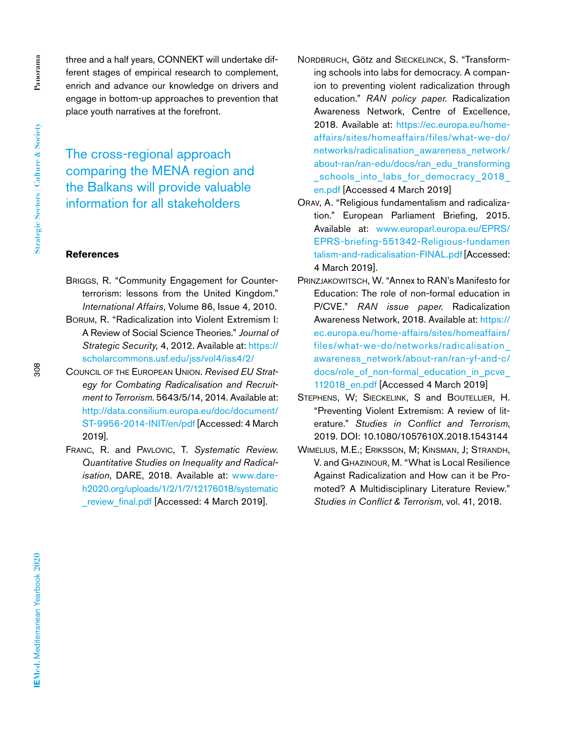three and a half years, CONNEKT will undertake different stages of empirical research to complement, enrich and advance our knowledge on drivers and engage in bottom-up approaches to prevention that place youth narratives at the forefront.

> The cross-regional approach comparing the MENA region and the Balkans will provide valuable information for all stakeholders

## References

Briggs, R. "Community Engagement for Counterterrorism: lessons from the United Kingdom." *International Affairs*, Volume 86, Issue 4, 2010.

Borum, R. "Radicalization into Violent Extremism I: A Review of Social Science Theories." *Journal of Strategic Security,* 4, 2012. Available at: https://scholarcommons.usf.edu/jss/vol4/iss4/2/

Council of the European Union. *Revised EU Strategy for Combating Radicalisation and Recruitment to Terrorism*. 5643/5/14, 2014. Available at: http://data.consilium.europa.eu/doc/document/ST-9956-2014-INIT/en/pdf [Accessed: 4 March 2019].

Franc, R. and Pavlovic, T. *Systematic Review. Quantitative Studies on Inequality and Radicalisation*, DARE, 2018. Available at: www.dare-h2020.org/uploads/1/2/1/7/12176018/systematic_review_final.pdf [Accessed: 4 March 2019].

Nordbruch, Götz and Sieckelinck, S. "Transforming schools into labs for democracy. A companion to preventing violent radicalization through education." *RAN policy paper*. Radicalization Awareness Network, Centre of Excellence, 2018. Available at: https://ec.europa.eu/home-affairs/sites/homeaffairs/files/what-we-do/networks/radicalisation_awareness_network/about-ran/ran-edu/docs/ran_edu_transforming_schools_into_labs_for_democracy_2018_en.pdf [Accessed 4 March 2019]

Orav, A. "Religious fundamentalism and radicalization." European Parliament Briefing, 2015. Available at: www.europarl.europa.eu/EPRS/EPRS-briefing-551342-Religious-fundamentalism-and-radicalisation-FINAL.pdf [Accessed: 4 March 2019].

Prinzjakowitsch, W. "Annex to RAN's Manifesto for Education: The role of non-formal education in P/CVE." *RAN issue paper*. Radicalization Awareness Network, 2018. Available at: https://ec.europa.eu/home-affairs/sites/homeaffairs/files/what-we-do/networks/radicalisation_awareness_network/about-ran/ran-yf-and-c/docs/role_of_non-formal_education_in_pcve_112018_en.pdf [Accessed 4 March 2019]

Stephens, W; Sieckelink, S and Boutellier, H. "Preventing Violent Extremism: A review of literature." *Studies in Conflict and Terrorism*, 2019. DOI: 10.1080/1057610X.2018.1543144

Wimelius, M.E.; Eriksson, M; Kinsman, J; Strandh, V. and Ghazinour, M. "What is Local Resilience Against Radicalization and How can it be Promoted? A Multidisciplinary Literature Review." *Studies in Conflict & Terrorism*, vol. 41, 2018.